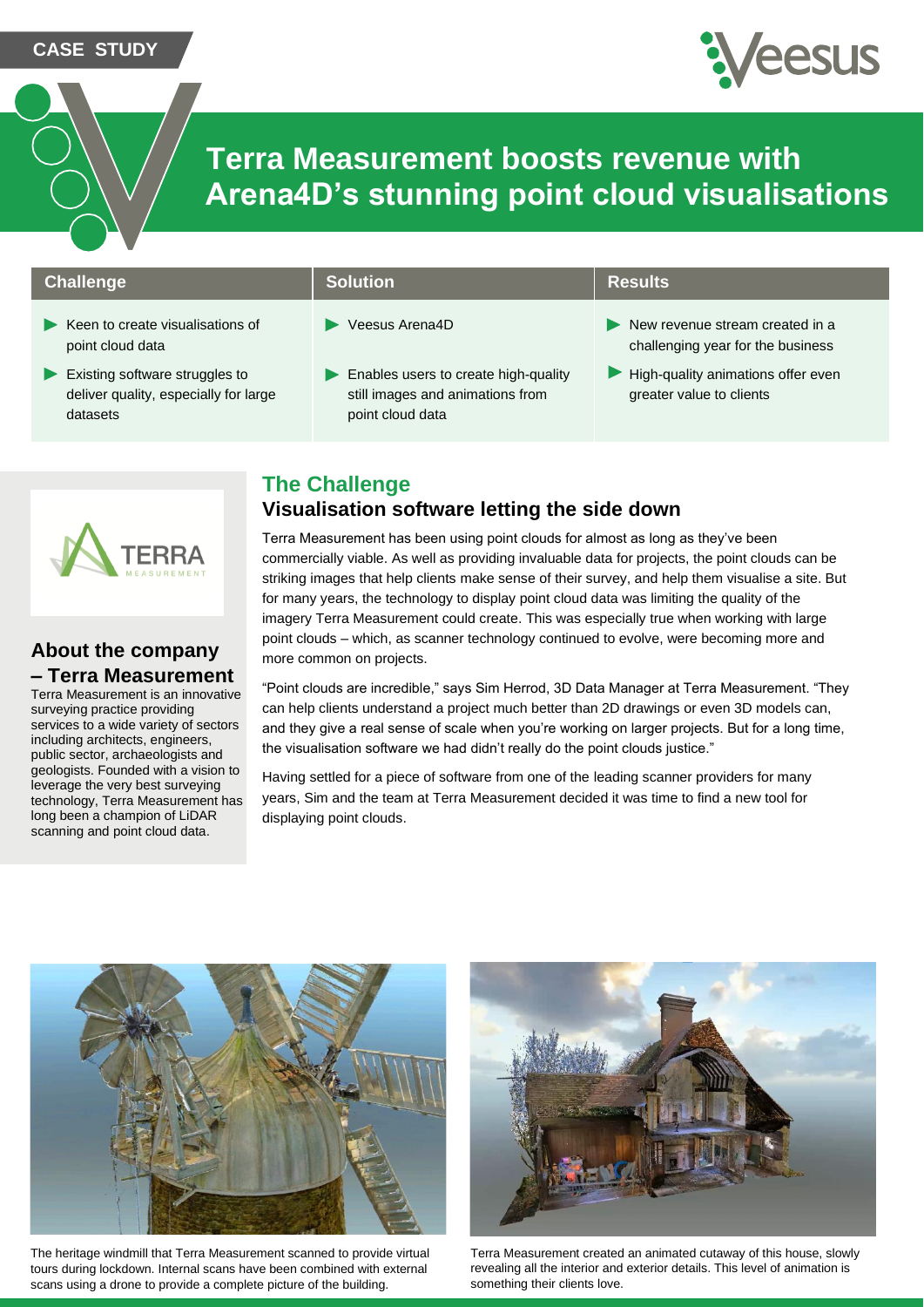CASE STUDY

# Terra Measurement boosts revenue with Arena4D's stunning point cloud visualisations

| Challenge | Solution | Results |
| --- | --- | --- |
| ▶ Keen to create visualisations of point cloud data<br>▶ Existing software struggles to deliver quality, especially for large datasets | ▶ Veesus Arena4D<br>▶ Enables users to create high-quality still images and animations from point cloud data | ▶ New revenue stream created in a challenging year for the business<br>▶ High-quality animations offer even greater value to clients |

## About the company – Terra Measurement

Terra Measurement is an innovative surveying practice providing services to a wide variety of sectors including architects, engineers, public sector, archaeologists and geologists. Founded with a vision to leverage the very best surveying technology, Terra Measurement has long been a champion of LiDAR scanning and point cloud data.

## The Challenge

### Visualisation software letting the side down

Terra Measurement has been using point clouds for almost as long as they've been commercially viable. As well as providing invaluable data for projects, the point clouds can be striking images that help clients make sense of their survey, and help them visualise a site. But for many years, the technology to display point cloud data was limiting the quality of the imagery Terra Measurement could create. This was especially true when working with large point clouds – which, as scanner technology continued to evolve, were becoming more and more common on projects.

"Point clouds are incredible," says Sim Herrod, 3D Data Manager at Terra Measurement. "They can help clients understand a project much better than 2D drawings or even 3D models can, and they give a real sense of scale when you're working on larger projects. But for a long time, the visualisation software we had didn't really do the point clouds justice."

Having settled for a piece of software from one of the leading scanner providers for many years, Sim and the team at Terra Measurement decided it was time to find a new tool for displaying point clouds.

The heritage windmill that Terra Measurement scanned to provide virtual tours during lockdown. Internal scans have been combined with external scans using a drone to provide a complete picture of the building.

Terra Measurement created an animated cutaway of this house, slowly revealing all the interior and exterior details. This level of animation is something their clients love.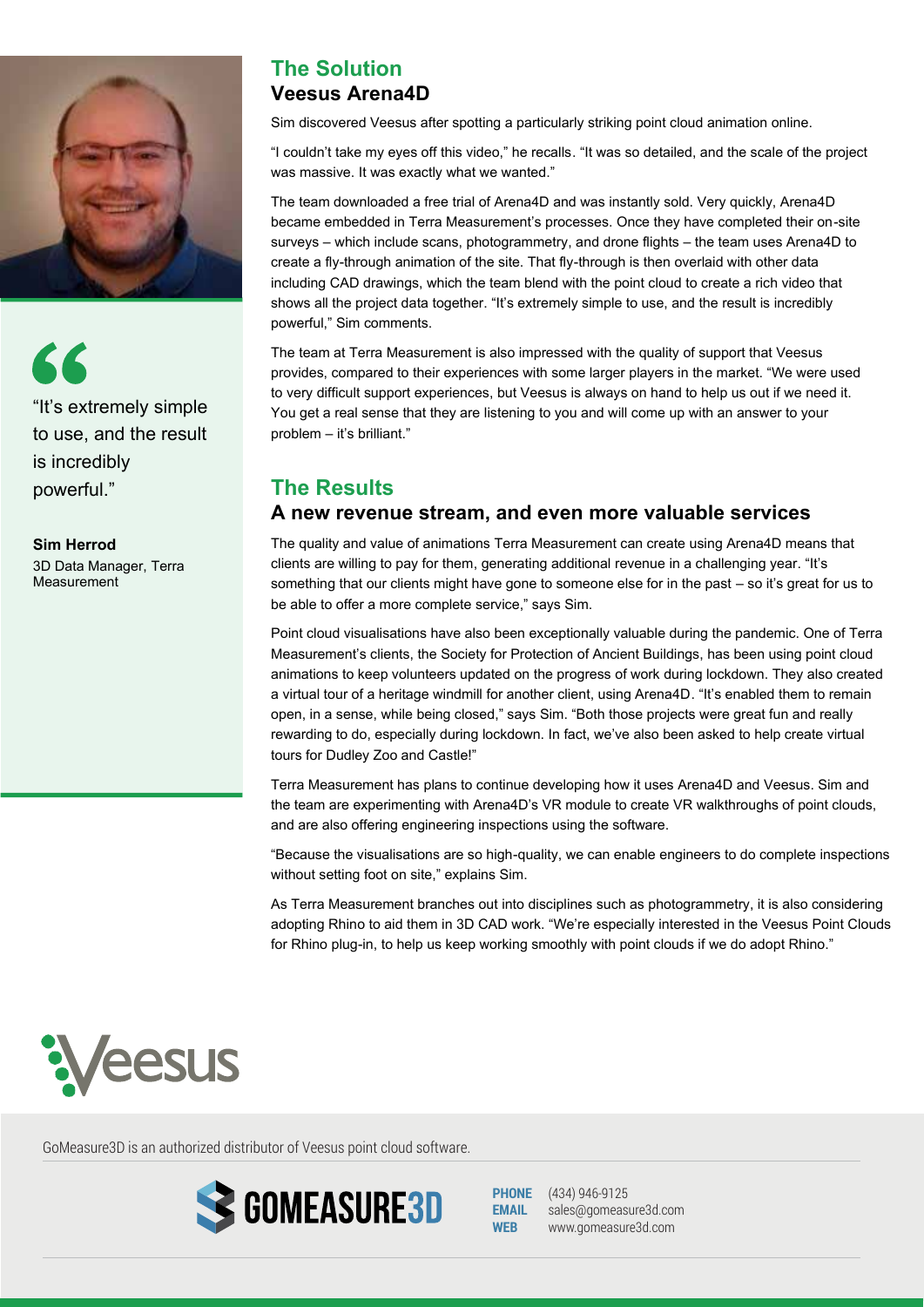“It's extremely simple to use, and the result is incredibly powerful.”

**Sim Herrod**
3D Data Manager, Terra Measurement

## The Solution

### Veesus Arena4D

Sim discovered Veesus after spotting a particularly striking point cloud animation online.

“I couldn't take my eyes off this video,” he recalls. “It was so detailed, and the scale of the project was massive. It was exactly what we wanted.”

The team downloaded a free trial of Arena4D and was instantly sold. Very quickly, Arena4D became embedded in Terra Measurement's processes. Once they have completed their on-site surveys – which include scans, photogrammetry, and drone flights – the team uses Arena4D to create a fly-through animation of the site. That fly-through is then overlaid with other data including CAD drawings, which the team blend with the point cloud to create a rich video that shows all the project data together. “It's extremely simple to use, and the result is incredibly powerful,” Sim comments.

The team at Terra Measurement is also impressed with the quality of support that Veesus provides, compared to their experiences with some larger players in the market. “We were used to very difficult support experiences, but Veesus is always on hand to help us out if we need it. You get a real sense that they are listening to you and will come up with an answer to your problem – it's brilliant.”

## The Results

### A new revenue stream, and even more valuable services

The quality and value of animations Terra Measurement can create using Arena4D means that clients are willing to pay for them, generating additional revenue in a challenging year. “It's something that our clients might have gone to someone else for in the past – so it's great for us to be able to offer a more complete service,” says Sim.

Point cloud visualisations have also been exceptionally valuable during the pandemic. One of Terra Measurement's clients, the Society for Protection of Ancient Buildings, has been using point cloud animations to keep volunteers updated on the progress of work during lockdown. They also created a virtual tour of a heritage windmill for another client, using Arena4D. “It's enabled them to remain open, in a sense, while being closed,” says Sim. “Both those projects were great fun and really rewarding to do, especially during lockdown. In fact, we've also been asked to help create virtual tours for Dudley Zoo and Castle!”

Terra Measurement has plans to continue developing how it uses Arena4D and Veesus. Sim and the team are experimenting with Arena4D's VR module to create VR walkthroughs of point clouds, and are also offering engineering inspections using the software.

“Because the visualisations are so high-quality, we can enable engineers to do complete inspections without setting foot on site,” explains Sim.

As Terra Measurement branches out into disciplines such as photogrammetry, it is also considering adopting Rhino to aid them in 3D CAD work. “We're especially interested in the Veesus Point Clouds for Rhino plug-in, to help us keep working smoothly with point clouds if we do adopt Rhino.”

Veesus

GoMeasure3D is an authorized distributor of Veesus point cloud software.

GOMEASURE3D

**PHONE** (434) 946-9125
**EMAIL** sales@gomeasure3d.com
**WEB** www.gomeasure3d.com